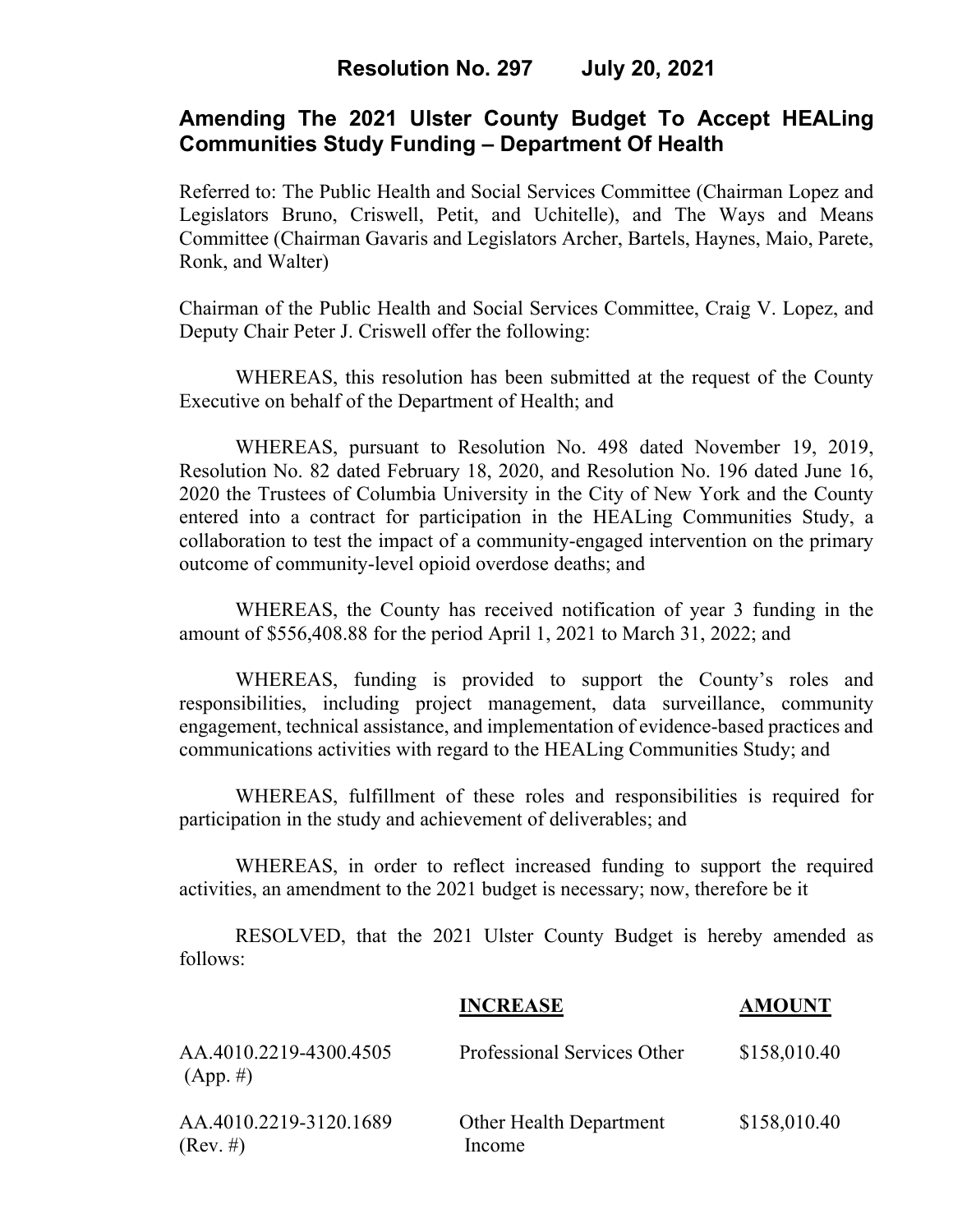# Resolution No. 297 July 20, 2021

## Amending The 2021 Ulster County Budget To Accept HEALing Communities Study Funding – Department Of Health

Referred to: The Public Health and Social Services Committee (Chairman Lopez and Legislators Bruno, Criswell, Petit, and Uchitelle), and The Ways and Means Committee (Chairman Gavaris and Legislators Archer, Bartels, Haynes, Maio, Parete, Ronk, and Walter)

Chairman of the Public Health and Social Services Committee, Craig V. Lopez, and Deputy Chair Peter J. Criswell offer the following:

WHEREAS, this resolution has been submitted at the request of the County Executive on behalf of the Department of Health; and

WHEREAS, pursuant to Resolution No. 498 dated November 19, 2019, Resolution No. 82 dated February 18, 2020, and Resolution No. 196 dated June 16, 2020 the Trustees of Columbia University in the City of New York and the County entered into a contract for participation in the HEALing Communities Study, a collaboration to test the impact of a community-engaged intervention on the primary outcome of community-level opioid overdose deaths; and

WHEREAS, the County has received notification of year 3 funding in the amount of $556,408.88 for the period April 1, 2021 to March 31, 2022; and

WHEREAS, funding is provided to support the County's roles and responsibilities, including project management, data surveillance, community engagement, technical assistance, and implementation of evidence-based practices and communications activities with regard to the HEALing Communities Study; and

WHEREAS, fulfillment of these roles and responsibilities is required for participation in the study and achievement of deliverables; and

WHEREAS, in order to reflect increased funding to support the required activities, an amendment to the 2021 budget is necessary; now, therefore be it

RESOLVED, that the 2021 Ulster County Budget is hereby amended as follows:

| | INCREASE | AMOUNT |
|---|---|---|
| AA.4010.2219-4300.4505 (App. #) | Professional Services Other | $158,010.40 |
| AA.4010.2219-3120.1689 (Rev. #) | Other Health Department Income | $158,010.40 |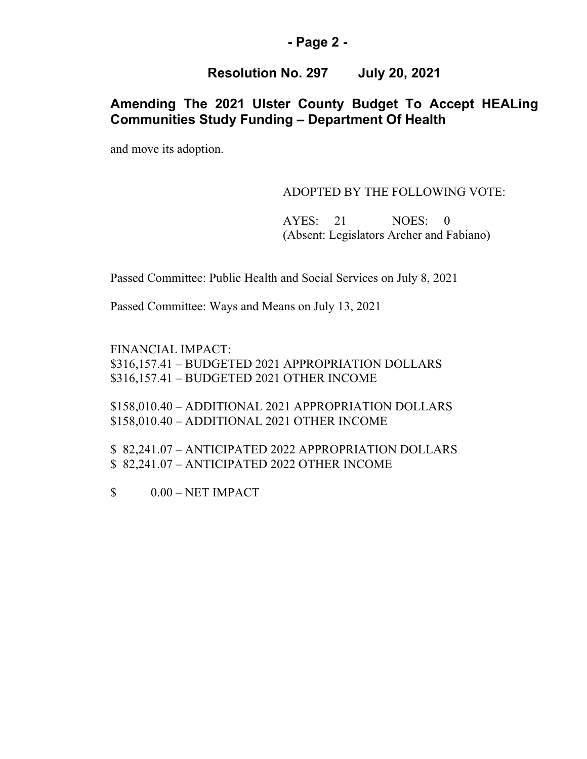## Resolution No. 297 July 20, 2021

## Amending The 2021 Ulster County Budget To Accept HEALing Communities Study Funding – Department Of Health

and move its adoption.

ADOPTED BY THE FOLLOWING VOTE:

AYES: 21 NOES: 0
(Absent: Legislators Archer and Fabiano)

Passed Committee: Public Health and Social Services on July 8, 2021

Passed Committee: Ways and Means on July 13, 2021

FINANCIAL IMPACT:
$316,157.41 – BUDGETED 2021 APPROPRIATION DOLLARS
$316,157.41 – BUDGETED 2021 OTHER INCOME

$158,010.40 – ADDITIONAL 2021 APPROPRIATION DOLLARS
$158,010.40 – ADDITIONAL 2021 OTHER INCOME

$ 82,241.07 – ANTICIPATED 2022 APPROPRIATION DOLLARS
$ 82,241.07 – ANTICIPATED 2022 OTHER INCOME

$ 0.00 – NET IMPACT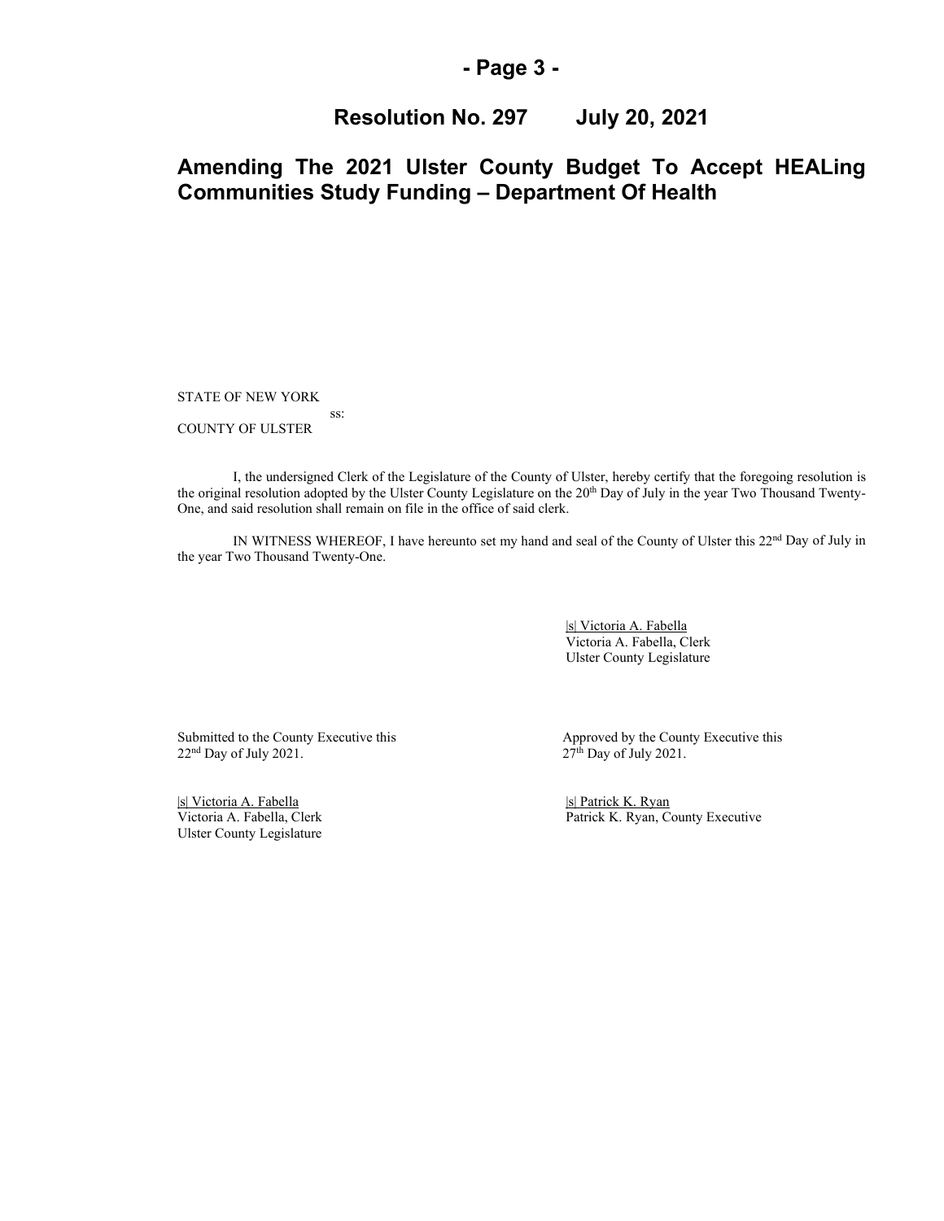## Resolution No. 297 July 20, 2021

## Amending The 2021 Ulster County Budget To Accept HEALing Communities Study Funding – Department Of Health

STATE OF NEW YORK
ss:
COUNTY OF ULSTER

I, the undersigned Clerk of the Legislature of the County of Ulster, hereby certify that the foregoing resolution is the original resolution adopted by the Ulster County Legislature on the 20th Day of July in the year Two Thousand Twenty-One, and said resolution shall remain on file in the office of said clerk.

IN WITNESS WHEREOF, I have hereunto set my hand and seal of the County of Ulster this 22nd Day of July in the year Two Thousand Twenty-One.

|s| Victoria A. Fabella
Victoria A. Fabella, Clerk
Ulster County Legislature

Submitted to the County Executive this 22nd Day of July 2021.

|s| Victoria A. Fabella
Victoria A. Fabella, Clerk
Ulster County Legislature

Approved by the County Executive this 27th Day of July 2021.

|s| Patrick K. Ryan
Patrick K. Ryan, County Executive